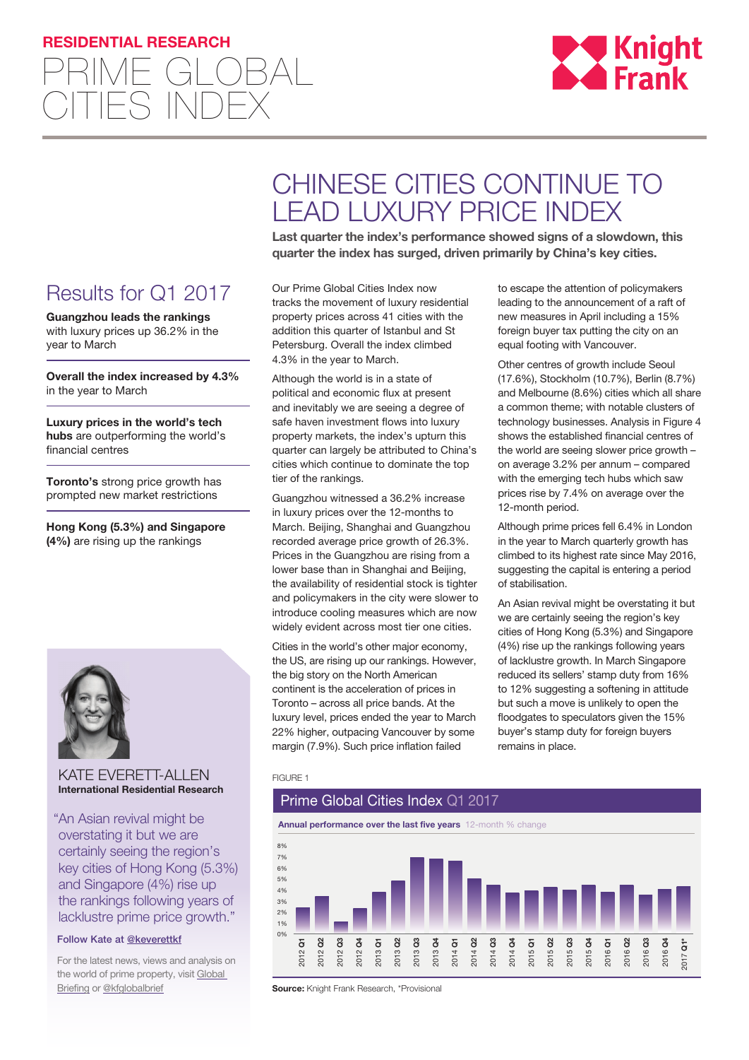RESIDENTIAL RESEARCH

# PRIME GLOBAL CITIES INDEX

## CHINESE CITIES CONTINUE TO LEAD LUXURY PRICE INDEX

**Last quarter the index's performance showed signs of a slowdown, this quarter the index has surged, driven primarily by China's key cities.**

## Results for Q1 2017

**Guangzhou leads the rankings** with luxury prices up 36.2% in the year to March

**Overall the index increased by 4.3%** in the year to March

**Luxury prices in the world's tech hubs** are outperforming the world's financial centres

**Toronto's** strong price growth has prompted new market restrictions

**Hong Kong (5.3%) and Singapore (4%)** are rising up the rankings

KATE EVERETT-ALLEN
**International Residential Research**

"An Asian revival might be overstating it but we are certainly seeing the region's key cities of Hong Kong (5.3%) and Singapore (4%) rise up the rankings following years of lacklustre prime price growth."

Follow Kate at @keverettkf

For the latest news, views and analysis on the world of prime property, visit Global Briefing or @kfglobalbrief

Our Prime Global Cities Index now tracks the movement of luxury residential property prices across 41 cities with the addition this quarter of Istanbul and St Petersburg. Overall the index climbed 4.3% in the year to March.

Although the world is in a state of political and economic flux at present and inevitably we are seeing a degree of safe haven investment flows into luxury property markets, the index's upturn this quarter can largely be attributed to China's cities which continue to dominate the top tier of the rankings.

Guangzhou witnessed a 36.2% increase in luxury prices over the 12-months to March. Beijing, Shanghai and Guangzhou recorded average price growth of 26.3%. Prices in the Guangzhou are rising from a lower base than in Shanghai and Beijing, the availability of residential stock is tighter and policymakers in the city were slower to introduce cooling measures which are now widely evident across most tier one cities.

Cities in the world's other major economy, the US, are rising up our rankings. However, the big story on the North American continent is the acceleration of prices in Toronto – across all price bands. At the luxury level, prices ended the year to March 22% higher, outpacing Vancouver by some margin (7.9%). Such price inflation failed to escape the attention of policymakers leading to the announcement of a raft of new measures in April including a 15% foreign buyer tax putting the city on an equal footing with Vancouver.

Other centres of growth include Seoul (17.6%), Stockholm (10.7%), Berlin (8.7%) and Melbourne (8.6%) cities which all share a common theme; with notable clusters of technology businesses. Analysis in Figure 4 shows the established financial centres of the world are seeing slower price growth – on average 3.2% per annum – compared with the emerging tech hubs which saw prices rise by 7.4% on average over the 12-month period.

Although prime prices fell 6.4% in London in the year to March quarterly growth has climbed to its highest rate since May 2016, suggesting the capital is entering a period of stabilisation.

An Asian revival might be overstating it but we are certainly seeing the region's key cities of Hong Kong (5.3%) and Singapore (4%) rise up the rankings following years of lacklustre growth. In March Singapore reduced its sellers' stamp duty from 16% to 12% suggesting a softening in attitude but such a move is unlikely to open the floodgates to speculators given the 15% buyer's stamp duty for foreign buyers remains in place.

FIGURE 1

**Prime Global Cities Index Q1 2017**

**Annual performance over the last five years** 12-month % change

2012 Q1, 2012 Q2, 2012 Q3, 2012 Q4, 2013 Q1, 2013 Q2, 2013 Q3, 2013 Q4, 2014 Q1, 2014 Q2, 2014 Q3, 2014 Q4, 2015 Q1, 2015 Q2, 2015 Q3, 2015 Q4, 2016 Q1, 2016 Q2, 2016 Q3, 2016 Q4, 2017 Q1*

**Source:** Knight Frank Research, *Provisional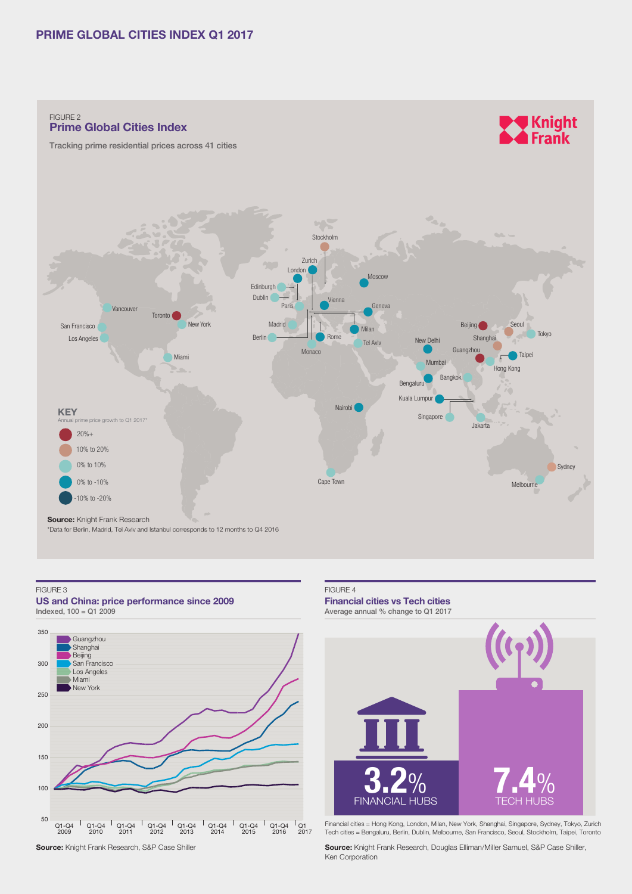# PRIME GLOBAL CITIES INDEX Q1 2017

FIGURE 2

## Prime Global Cities Index

Tracking prime residential prices across 41 cities

**KEY**

Annual prime price growth to Q1 2017*

- 20%+
- 10% to 20%
- 0% to 10%
- 0% to -10%
- -10% to -20%

Stockholm, Zurich, London, Moscow, Edinburgh, Dublin, Vienna, Paris, Geneva, Vancouver, Toronto, New York, Madrid, Milan, San Francisco, Berlin, Rome, Tel Aviv, Los Angeles, Monaco, Miami, Beijing, Seoul, Tokyo, Shanghai, New Delhi, Guangzhou, Taipei, Mumbai, Hong Kong, Bangkok, Bengaluru, Kuala Lumpur, Nairobi, Singapore, Jakarta, Cape Town, Sydney, Melbourne

**Source:** Knight Frank Research

*Data for Berlin, Madrid, Tel Aviv and Istanbul corresponds to 12 months to Q4 2016

FIGURE 3

## US and China: price performance since 2009

Indexed, 100 = Q1 2009

Legend: Guangzhou, Shanghai, Beijing, San Francisco, Los Angeles, Miami, New York

**Source:** Knight Frank Research, S&P Case Shiller

FIGURE 4

## Financial cities vs Tech cities

Average annual % change to Q1 2017

| FINANCIAL HUBS | TECH HUBS |
|---|---|
| 3.2% | 7.4% |

Financial cities = Hong Kong, London, Milan, New York, Shanghai, Singapore, Sydney, Tokyo, Zurich
Tech cities = Bengaluru, Berlin, Dublin, Melbourne, San Francisco, Seoul, Stockholm, Taipei, Toronto

**Source:** Knight Frank Research, Douglas Elliman/Miller Samuel, S&P Case Shiller, Ken Corporation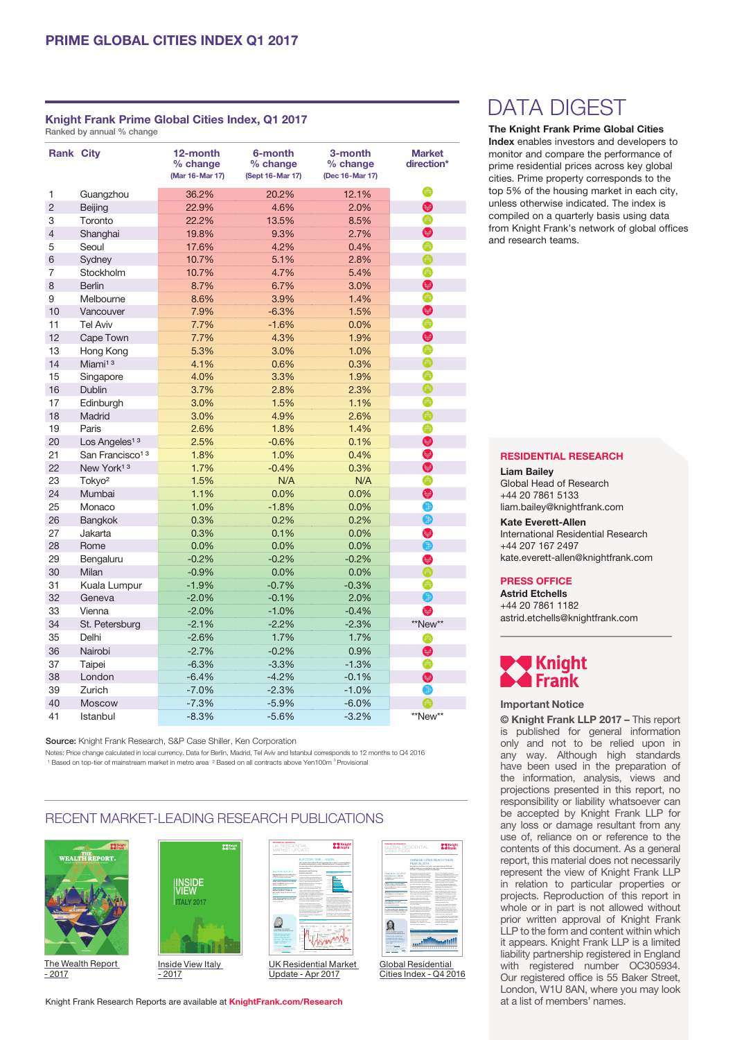## PRIME GLOBAL CITIES INDEX Q1 2017

### Knight Frank Prime Global Cities Index, Q1 2017

Ranked by annual % change

| Rank | City | 12-month % change (Mar 16-Mar 17) | 6-month % change (Sept 16-Mar 17) | 3-month % change (Dec 16-Mar 17) | Market direction* |
|---|---|---|---|---|---|
| 1 | Guangzhou | 36.2% | 20.2% | 12.1% | |
| 2 | Beijing | 22.9% | 4.6% | 2.0% | |
| 3 | Toronto | 22.2% | 13.5% | 8.5% | |
| 4 | Shanghai | 19.8% | 9.3% | 2.7% | |
| 5 | Seoul | 17.6% | 4.2% | 0.4% | |
| 6 | Sydney | 10.7% | 5.1% | 2.8% | |
| 7 | Stockholm | 10.7% | 4.7% | 5.4% | |
| 8 | Berlin | 8.7% | 6.7% | 3.0% | |
| 9 | Melbourne | 8.6% | 3.9% | 1.4% | |
| 10 | Vancouver | 7.9% | -6.3% | 1.5% | |
| 11 | Tel Aviv | 7.7% | -1.6% | 0.0% | |
| 12 | Cape Town | 7.7% | 4.3% | 1.9% | |
| 13 | Hong Kong | 5.3% | 3.0% | 1.0% | |
| 14 | Miami[1 3] | 4.1% | 0.6% | 0.3% | |
| 15 | Singapore | 4.0% | 3.3% | 1.9% | |
| 16 | Dublin | 3.7% | 2.8% | 2.3% | |
| 17 | Edinburgh | 3.0% | 1.5% | 1.1% | |
| 18 | Madrid | 3.0% | 4.9% | 2.6% | |
| 19 | Paris | 2.6% | 1.8% | 1.4% | |
| 20 | Los Angeles[1 3] | 2.5% | -0.6% | 0.1% | |
| 21 | San Francisco[1 3] | 1.8% | 1.0% | 0.4% | |
| 22 | New York[1 3] | 1.7% | -0.4% | 0.3% | |
| 23 | Tokyo[2] | 1.5% | N/A | N/A | |
| 24 | Mumbai | 1.1% | 0.0% | 0.0% | |
| 25 | Monaco | 1.0% | -1.8% | 0.0% | |
| 26 | Bangkok | 0.3% | 0.2% | 0.2% | |
| 27 | Jakarta | 0.3% | 0.1% | 0.0% | |
| 28 | Rome | 0.0% | 0.0% | 0.0% | |
| 29 | Bengaluru | -0.2% | -0.2% | -0.2% | |
| 30 | Milan | -0.9% | 0.0% | 0.0% | |
| 31 | Kuala Lumpur | -1.9% | -0.7% | -0.3% | |
| 32 | Geneva | -2.0% | -0.1% | 2.0% | |
| 33 | Vienna | -2.0% | -1.0% | -0.4% | |
| 34 | St. Petersburg | -2.1% | -2.2% | -2.3% | **New** |
| 35 | Delhi | -2.6% | 1.7% | 1.7% | |
| 36 | Nairobi | -2.7% | -0.2% | 0.9% | |
| 37 | Taipei | -6.3% | -3.3% | -1.3% | |
| 38 | London | -6.4% | -4.2% | -0.1% | |
| 39 | Zurich | -7.0% | -2.3% | -1.0% | |
| 40 | Moscow | -7.3% | -5.9% | -6.0% | |
| 41 | Istanbul | -8.3% | -5.6% | -3.2% | **New** |

**Source:** Knight Frank Research, S&P Case Shiller, Ken Corporation

Notes: Price change calculated in local currency. Data for Berlin, Madrid, Tel Aviv and Istanbul corresponds to 12 months to Q4 2016

[1] Based on top-tier of mainstream market in metro area [2] Based on all contracts above Yen100m [3] Provisional

## DATA DIGEST

**The Knight Frank Prime Global Cities Index** enables investors and developers to monitor and compare the performance of prime residential prices across key global cities. Prime property corresponds to the top 5% of the housing market in each city, unless otherwise indicated. The index is compiled on a quarterly basis using data from Knight Frank's network of global offices and research teams.

## RECENT MARKET-LEADING RESEARCH PUBLICATIONS

The Wealth Report - 2017

Inside View Italy - 2017

UK Residential Market Update - Apr 2017

Global Residential Cities Index - Q4 2016

Knight Frank Research Reports are available at **KnightFrank.com/Research**

### RESIDENTIAL RESEARCH

**Liam Bailey**
Global Head of Research
+44 20 7861 5133
liam.bailey@knightfrank.com

**Kate Everett-Allen**
International Residential Research
+44 207 167 2497
kate.everett-allen@knightfrank.com

### PRESS OFFICE

**Astrid Etchells**
+44 20 7861 1182
astrid.etchells@knightfrank.com

Knight Frank

**Important Notice**

**© Knight Frank LLP 2017 –** This report is published for general information only and not to be relied upon in any way. Although high standards have been used in the preparation of the information, analysis, views and projections presented in this report, no responsibility or liability whatsoever can be accepted by Knight Frank LLP for any loss or damage resultant from any use of, reliance on or reference to the contents of this document. As a general report, this material does not necessarily represent the view of Knight Frank LLP in relation to particular properties or projects. Reproduction of this report in whole or in part is not allowed without prior written approval of Knight Frank LLP to the form and content within which it appears. Knight Frank LLP is a limited liability partnership registered in England with registered number OC305934. Our registered office is 55 Baker Street, London, W1U 8AN, where you may look at a list of members' names.